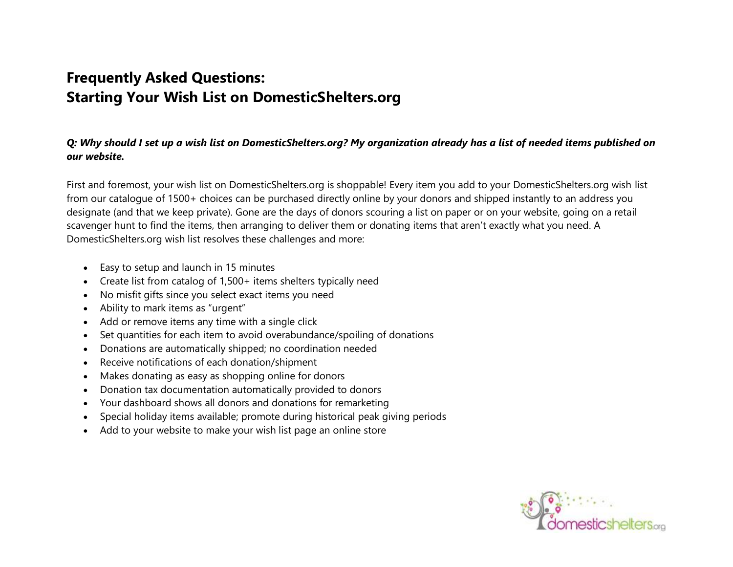# Frequently Asked Questions:
# Starting Your Wish List on DomesticShelters.org

***Q: Why should I set up a wish list on DomesticShelters.org? My organization already has a list of needed items published on our website.***

First and foremost, your wish list on DomesticShelters.org is shoppable! Every item you add to your DomesticShelters.org wish list from our catalogue of 1500+ choices can be purchased directly online by your donors and shipped instantly to an address you designate (and that we keep private). Gone are the days of donors scouring a list on paper or on your website, going on a retail scavenger hunt to find the items, then arranging to deliver them or donating items that aren't exactly what you need. A DomesticShelters.org wish list resolves these challenges and more:

- Easy to setup and launch in 15 minutes
- Create list from catalog of 1,500+ items shelters typically need
- No misfit gifts since you select exact items you need
- Ability to mark items as "urgent"
- Add or remove items any time with a single click
- Set quantities for each item to avoid overabundance/spoiling of donations
- Donations are automatically shipped; no coordination needed
- Receive notifications of each donation/shipment
- Makes donating as easy as shopping online for donors
- Donation tax documentation automatically provided to donors
- Your dashboard shows all donors and donations for remarketing
- Special holiday items available; promote during historical peak giving periods
- Add to your website to make your wish list page an online store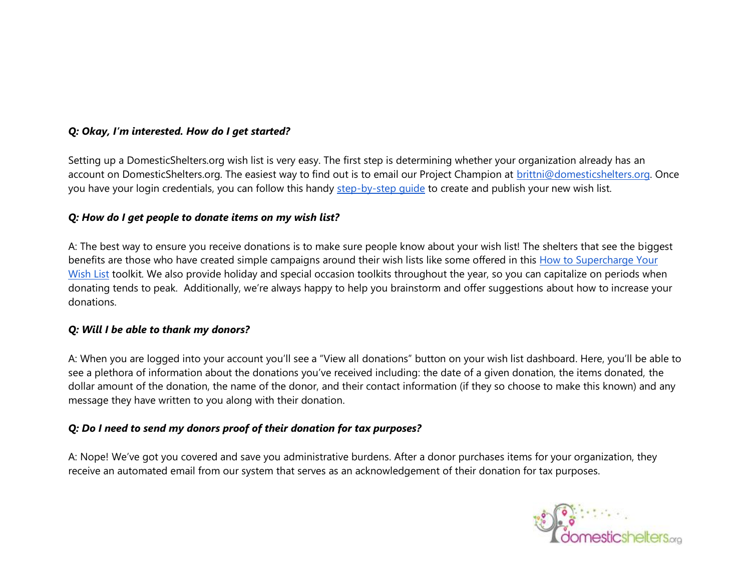***Q: Okay, I'm interested. How do I get started?***

Setting up a DomesticShelters.org wish list is very easy. The first step is determining whether your organization already has an account on DomesticShelters.org. The easiest way to find out is to email our Project Champion at [brittni@domesticshelters.org](mailto:brittni@domesticshelters.org). Once you have your login credentials, you can follow this handy [step-by-step guide]() to create and publish your new wish list.

***Q: How do I get people to donate items on my wish list?***

A: The best way to ensure you receive donations is to make sure people know about your wish list! The shelters that see the biggest benefits are those who have created simple campaigns around their wish lists like some offered in this [How to Supercharge Your Wish List]() toolkit. We also provide holiday and special occasion toolkits throughout the year, so you can capitalize on periods when donating tends to peak.  Additionally, we're always happy to help you brainstorm and offer suggestions about how to increase your donations.

***Q: Will I be able to thank my donors?***

A: When you are logged into your account you'll see a "View all donations" button on your wish list dashboard. Here, you'll be able to see a plethora of information about the donations you've received including: the date of a given donation, the items donated, the dollar amount of the donation, the name of the donor, and their contact information (if they so choose to make this known) and any message they have written to you along with their donation.

***Q: Do I need to send my donors proof of their donation for tax purposes?***

A: Nope! We've got you covered and save you administrative burdens. After a donor purchases items for your organization, they receive an automated email from our system that serves as an acknowledgement of their donation for tax purposes.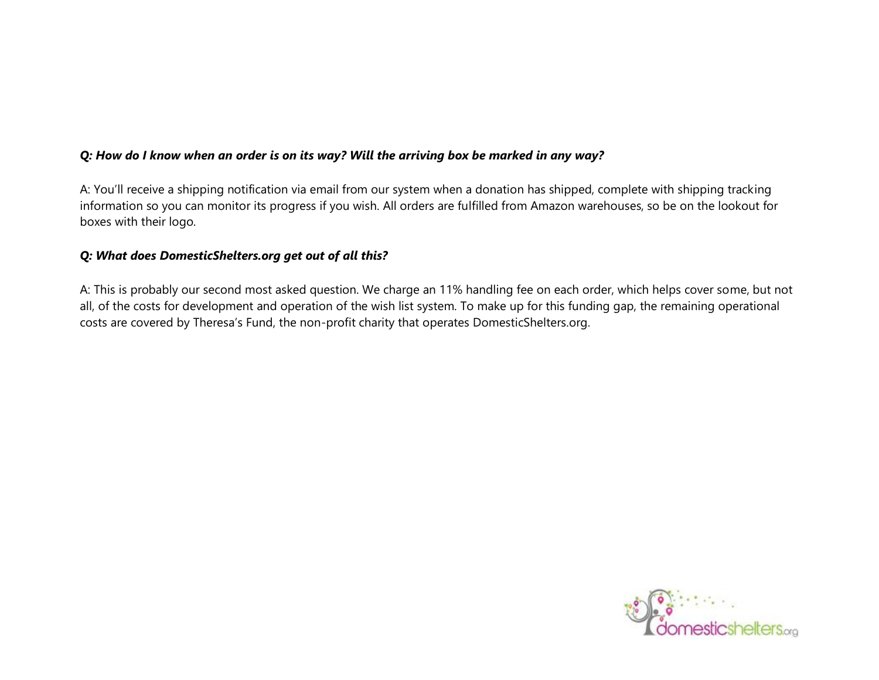***Q: How do I know when an order is on its way? Will the arriving box be marked in any way?***

A: You'll receive a shipping notification via email from our system when a donation has shipped, complete with shipping tracking information so you can monitor its progress if you wish. All orders are fulfilled from Amazon warehouses, so be on the lookout for boxes with their logo.

***Q: What does DomesticShelters.org get out of all this?***

A: This is probably our second most asked question. We charge an 11% handling fee on each order, which helps cover some, but not all, of the costs for development and operation of the wish list system. To make up for this funding gap, the remaining operational costs are covered by Theresa's Fund, the non-profit charity that operates DomesticShelters.org.